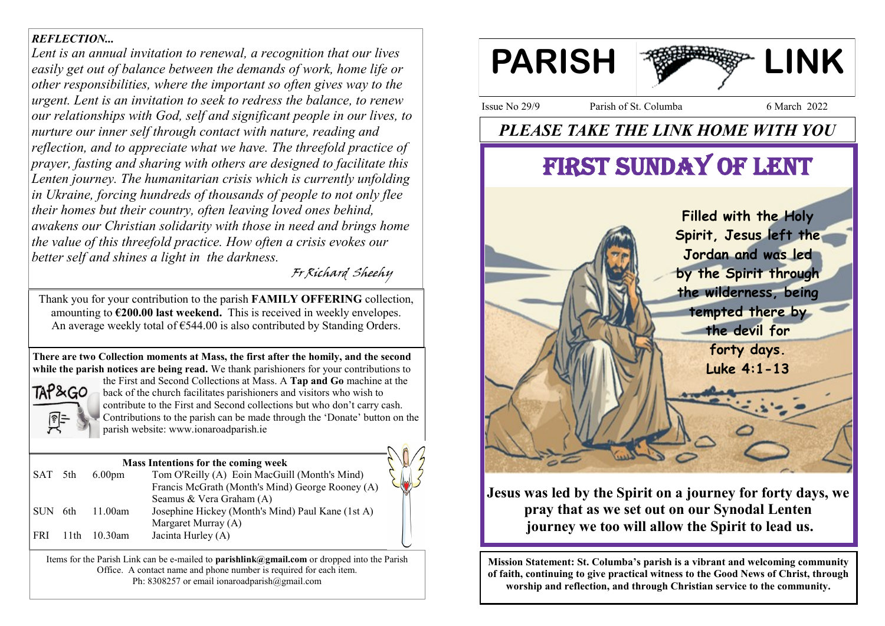# PARISH LINK

Issue No 29/9 Parish of St. Columba 6 March 2022

## *PLEASE TAKE THE LINK HOME WITH YOU*

# FIRST SUNDAY OF LENT

**Filled with the Holy Spirit, Jesus left the Jordan and was led by the Spirit through the wilderness, being tempted there by the devil for forty days. Luke 4:1-13**

**Jesus was led by the Spirit on a journey for forty days, we pray that as we set out on our Synodal Lenten journey we too will allow the Spirit to lead us.**

**Mission Statement: St. Columba's parish is a vibrant and welcoming community of faith, continuing to give practical witness to the Good News of Christ, through worship and reflection, and through Christian service to the community.**

***REFLECTION...***

*Lent is an annual invitation to renewal, a recognition that our lives easily get out of balance between the demands of work, home life or other responsibilities, where the important so often gives way to the urgent. Lent is an invitation to seek to redress the balance, to renew our relationships with God, self and significant people in our lives, to nurture our inner self through contact with nature, reading and reflection, and to appreciate what we have. The threefold practice of prayer, fasting and sharing with others are designed to facilitate this Lenten journey. The humanitarian crisis which is currently unfolding in Ukraine, forcing hundreds of thousands of people to not only flee their homes but their country, often leaving loved ones behind, awakens our Christian solidarity with those in need and brings home the value of this threefold practice. How often a crisis evokes our better self and shines a light in the darkness.*

*Fr Richard Sheehy*

Thank you for your contribution to the parish **FAMILY OFFERING** collection, amounting to **€200.00 last weekend.** This is received in weekly envelopes. An average weekly total of €544.00 is also contributed by Standing Orders.

**There are two Collection moments at Mass, the first after the homily, and the second while the parish notices are being read.** We thank parishioners for your contributions to the First and Second Collections at Mass. A **Tap and Go** machine at the back of the church facilitates parishioners and visitors who wish to contribute to the First and Second collections but who don't carry cash. Contributions to the parish can be made through the 'Donate' button on the parish website: www.ionaroadparish.ie

**Mass Intentions for the coming week**

| | | | |
|---|---|---|---|
| SAT | 5th | 6.00pm | Tom O'Reilly (A) Eoin MacGuill (Month's Mind) Francis McGrath (Month's Mind) George Rooney (A) Seamus & Vera Graham (A) |
| SUN | 6th | 11.00am | Josephine Hickey (Month's Mind) Paul Kane (1st A) Margaret Murray (A) |
| FRI | 11th | 10.30am | Jacinta Hurley (A) |

Items for the Parish Link can be e-mailed to **parishlink@gmail.com** or dropped into the Parish Office. A contact name and phone number is required for each item. Ph: 8308257 or email ionaroadparish@gmail.com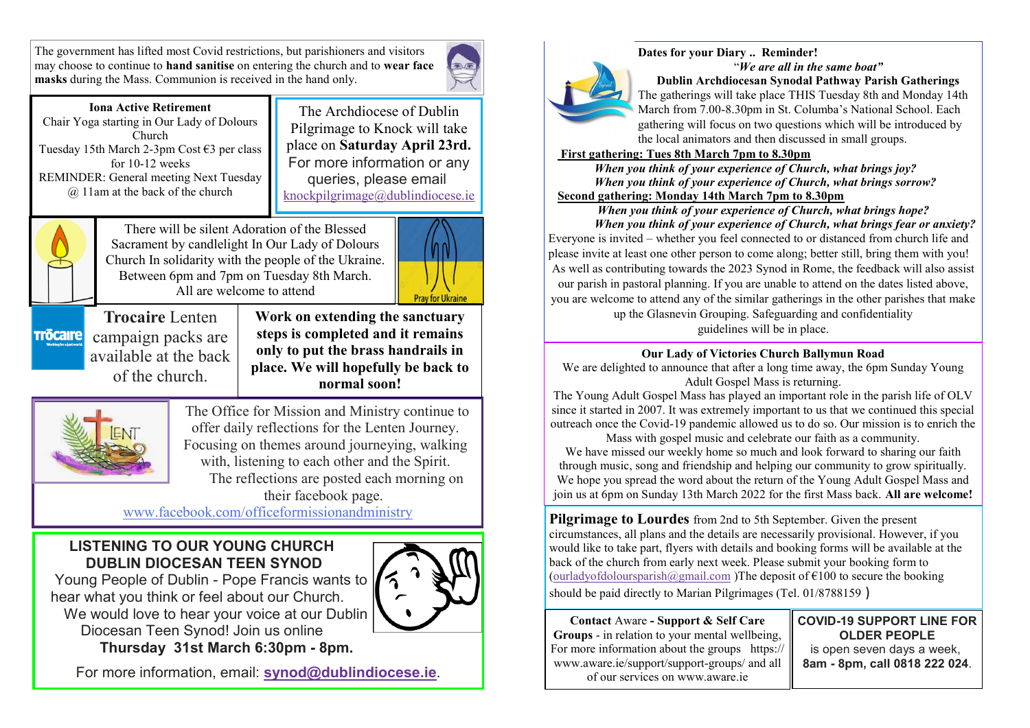The government has lifted most Covid restrictions, but parishioners and visitors may choose to continue to **hand sanitise** on entering the church and to **wear face masks** during the Mass. Communion is received in the hand only.

**Iona Active Retirement**
Chair Yoga starting in Our Lady of Dolours Church
Tuesday 15th March 2-3pm Cost €3 per class for 10-12 weeks
REMINDER: General meeting Next Tuesday @ 11am at the back of the church

The Archdiocese of Dublin Pilgrimage to Knock will take place on **Saturday April 23rd.** For more information or any queries, please email knockpilgrimage@dublindiocese.ie

There will be silent Adoration of the Blessed Sacrament by candlelight In Our Lady of Dolours Church In solidarity with the people of the Ukraine. Between 6pm and 7pm on Tuesday 8th March. All are welcome to attend

Pray for Ukraine

**Trocaire** Lenten campaign packs are available at the back of the church.

**Work on extending the sanctuary steps is completed and it remains only to put the brass handrails in place. We will hopefully be back to normal soon!**

The Office for Mission and Ministry continue to offer daily reflections for the Lenten Journey. Focusing on themes around journeying, walking with, listening to each other and the Spirit. The reflections are posted each morning on their facebook page.
www.facebook.com/officeformissionandministry

**LISTENING TO OUR YOUNG CHURCH**
**DUBLIN DIOCESAN TEEN SYNOD**
Young People of Dublin - Pope Francis wants to hear what you think or feel about our Church.
We would love to hear your voice at our Dublin Diocesan Teen Synod! Join us online
**Thursday 31st March 6:30pm - 8pm.**
For more information, email: **synod@dublindiocese.ie**.

**Dates for your Diary .. Reminder!**
"*We are all in the same boat"*
**Dublin Archdiocesan Synodal Pathway Parish Gatherings**
The gatherings will take place THIS Tuesday 8th and Monday 14th March from 7.00-8.30pm in St. Columba's National School. Each gathering will focus on two questions which will be introduced by the local animators and then discussed in small groups.

**First gathering: Tues 8th March 7pm to 8.30pm**
***When you think of your experience of Church, what brings joy?***
***When you think of your experience of Church, what brings sorrow?***

**Second gathering: Monday 14th March 7pm to 8.30pm**
***When you think of your experience of Church, what brings hope?***
***When you think of your experience of Church, what brings fear or anxiety?***

Everyone is invited – whether you feel connected to or distanced from church life and please invite at least one other person to come along; better still, bring them with you! As well as contributing towards the 2023 Synod in Rome, the feedback will also assist our parish in pastoral planning. If you are unable to attend on the dates listed above, you are welcome to attend any of the similar gatherings in the other parishes that make up the Glasnevin Grouping. Safeguarding and confidentiality guidelines will be in place.

**Our Lady of Victories Church Ballymun Road**
We are delighted to announce that after a long time away, the 6pm Sunday Young Adult Gospel Mass is returning.
The Young Adult Gospel Mass has played an important role in the parish life of OLV since it started in 2007. It was extremely important to us that we continued this special outreach once the Covid-19 pandemic allowed us to do so. Our mission is to enrich the Mass with gospel music and celebrate our faith as a community.
We have missed our weekly home so much and look forward to sharing our faith through music, song and friendship and helping our community to grow spiritually. We hope you spread the word about the return of the Young Adult Gospel Mass and join us at 6pm on Sunday 13th March 2022 for the first Mass back. **All are welcome!**

**Pilgrimage to Lourdes** from 2nd to 5th September. Given the present circumstances, all plans and the details are necessarily provisional. However, if you would like to take part, flyers with details and booking forms will be available at the back of the church from early next week. Please submit your booking form to (ourladyofdoloursparish@gmail.com )The deposit of €100 to secure the booking should be paid directly to Marian Pilgrimages (Tel. 01/8788159 )

**Contact** Aware **- Support & Self Care Groups** - in relation to your mental wellbeing, For more information about the groups https://www.aware.ie/support/support-groups/ and all of our services on www.aware.ie

**COVID-19 SUPPORT LINE FOR OLDER PEOPLE**
is open seven days a week, **8am - 8pm, call 0818 222 024**.